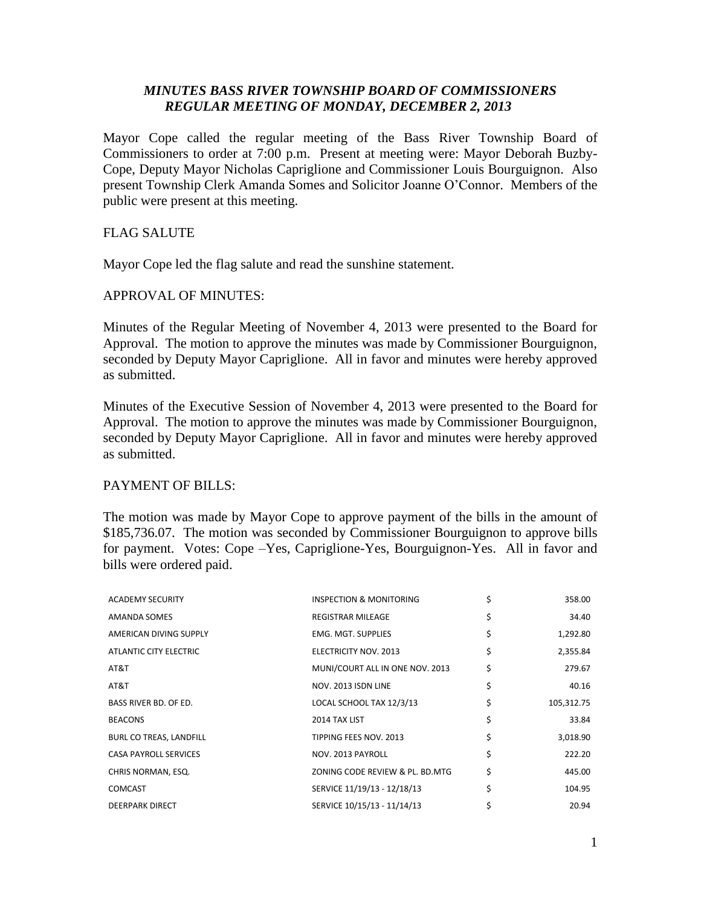# *MINUTES BASS RIVER TOWNSHIP BOARD OF COMMISSIONERS REGULAR MEETING OF MONDAY, DECEMBER 2, 2013*

Mayor Cope called the regular meeting of the Bass River Township Board of Commissioners to order at 7:00 p.m. Present at meeting were: Mayor Deborah Buzby-Cope, Deputy Mayor Nicholas Capriglione and Commissioner Louis Bourguignon. Also present Township Clerk Amanda Somes and Solicitor Joanne O'Connor. Members of the public were present at this meeting.

FLAG SALUTE

Mayor Cope led the flag salute and read the sunshine statement.

APPROVAL OF MINUTES:

Minutes of the Regular Meeting of November 4, 2013 were presented to the Board for Approval. The motion to approve the minutes was made by Commissioner Bourguignon, seconded by Deputy Mayor Capriglione. All in favor and minutes were hereby approved as submitted.

Minutes of the Executive Session of November 4, 2013 were presented to the Board for Approval. The motion to approve the minutes was made by Commissioner Bourguignon, seconded by Deputy Mayor Capriglione. All in favor and minutes were hereby approved as submitted.

PAYMENT OF BILLS:

The motion was made by Mayor Cope to approve payment of the bills in the amount of $185,736.07. The motion was seconded by Commissioner Bourguignon to approve bills for payment. Votes: Cope –Yes, Capriglione-Yes, Bourguignon-Yes. All in favor and bills were ordered paid.

| | | | |
|---|---|---|---|
| ACADEMY SECURITY | INSPECTION & MONITORING | $ | 358.00 |
| AMANDA SOMES | REGISTRAR MILEAGE | $ | 34.40 |
| AMERICAN DIVING SUPPLY | EMG. MGT. SUPPLIES | $ | 1,292.80 |
| ATLANTIC CITY ELECTRIC | ELECTRICITY NOV. 2013 | $ | 2,355.84 |
| AT&T | MUNI/COURT ALL IN ONE NOV. 2013 | $ | 279.67 |
| AT&T | NOV. 2013 ISDN LINE | $ | 40.16 |
| BASS RIVER BD. OF ED. | LOCAL SCHOOL TAX 12/3/13 | $ | 105,312.75 |
| BEACONS | 2014 TAX LIST | $ | 33.84 |
| BURL CO TREAS, LANDFILL | TIPPING FEES NOV. 2013 | $ | 3,018.90 |
| CASA PAYROLL SERVICES | NOV. 2013 PAYROLL | $ | 222.20 |
| CHRIS NORMAN, ESQ. | ZONING CODE REVIEW & PL. BD.MTG | $ | 445.00 |
| COMCAST | SERVICE 11/19/13 - 12/18/13 | $ | 104.95 |
| DEERPARK DIRECT | SERVICE 10/15/13 - 11/14/13 | $ | 20.94 |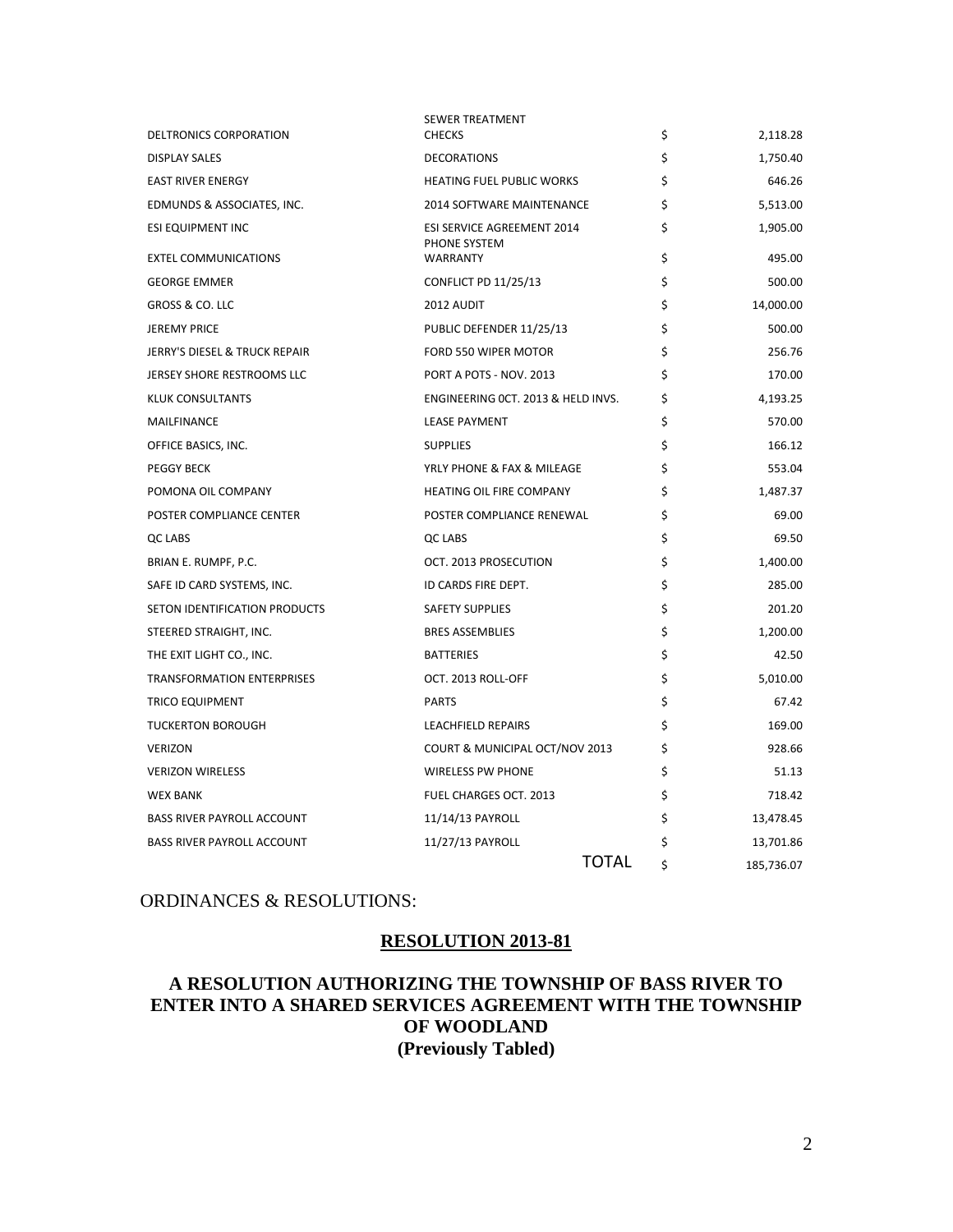| | | | |
|---|---|---|---|
| DELTRONICS CORPORATION | SEWER TREATMENT CHECKS | $ | 2,118.28 |
| DISPLAY SALES | DECORATIONS | $ | 1,750.40 |
| EAST RIVER ENERGY | HEATING FUEL PUBLIC WORKS | $ | 646.26 |
| EDMUNDS & ASSOCIATES, INC. | 2014 SOFTWARE MAINTENANCE | $ | 5,513.00 |
| ESI EQUIPMENT INC | ESI SERVICE AGREEMENT 2014 | $ | 1,905.00 |
| EXTEL COMMUNICATIONS | PHONE SYSTEM WARRANTY | $ | 495.00 |
| GEORGE EMMER | CONFLICT PD 11/25/13 | $ | 500.00 |
| GROSS & CO. LLC | 2012 AUDIT | $ | 14,000.00 |
| JEREMY PRICE | PUBLIC DEFENDER 11/25/13 | $ | 500.00 |
| JERRY'S DIESEL & TRUCK REPAIR | FORD 550 WIPER MOTOR | $ | 256.76 |
| JERSEY SHORE RESTROOMS LLC | PORT A POTS - NOV. 2013 | $ | 170.00 |
| KLUK CONSULTANTS | ENGINEERING 0CT. 2013 & HELD INVS. | $ | 4,193.25 |
| MAILFINANCE | LEASE PAYMENT | $ | 570.00 |
| OFFICE BASICS, INC. | SUPPLIES | $ | 166.12 |
| PEGGY BECK | YRLY PHONE & FAX & MILEAGE | $ | 553.04 |
| POMONA OIL COMPANY | HEATING OIL FIRE COMPANY | $ | 1,487.37 |
| POSTER COMPLIANCE CENTER | POSTER COMPLIANCE RENEWAL | $ | 69.00 |
| QC LABS | QC LABS | $ | 69.50 |
| BRIAN E. RUMPF, P.C. | OCT. 2013 PROSECUTION | $ | 1,400.00 |
| SAFE ID CARD SYSTEMS, INC. | ID CARDS FIRE DEPT. | $ | 285.00 |
| SETON IDENTIFICATION PRODUCTS | SAFETY SUPPLIES | $ | 201.20 |
| STEERED STRAIGHT, INC. | BRES ASSEMBLIES | $ | 1,200.00 |
| THE EXIT LIGHT CO., INC. | BATTERIES | $ | 42.50 |
| TRANSFORMATION ENTERPRISES | OCT. 2013 ROLL-OFF | $ | 5,010.00 |
| TRICO EQUIPMENT | PARTS | $ | 67.42 |
| TUCKERTON BOROUGH | LEACHFIELD REPAIRS | $ | 169.00 |
| VERIZON | COURT & MUNICIPAL OCT/NOV 2013 | $ | 928.66 |
| VERIZON WIRELESS | WIRELESS PW PHONE | $ | 51.13 |
| WEX BANK | FUEL CHARGES OCT. 2013 | $ | 718.42 |
| BASS RIVER PAYROLL ACCOUNT | 11/14/13 PAYROLL | $ | 13,478.45 |
| BASS RIVER PAYROLL ACCOUNT | 11/27/13 PAYROLL | $ | 13,701.86 |
| | TOTAL | $ | 185,736.07 |

ORDINANCES & RESOLUTIONS:

## RESOLUTION 2013-81

### A RESOLUTION AUTHORIZING THE TOWNSHIP OF BASS RIVER TO ENTER INTO A SHARED SERVICES AGREEMENT WITH THE TOWNSHIP OF WOODLAND (Previously Tabled)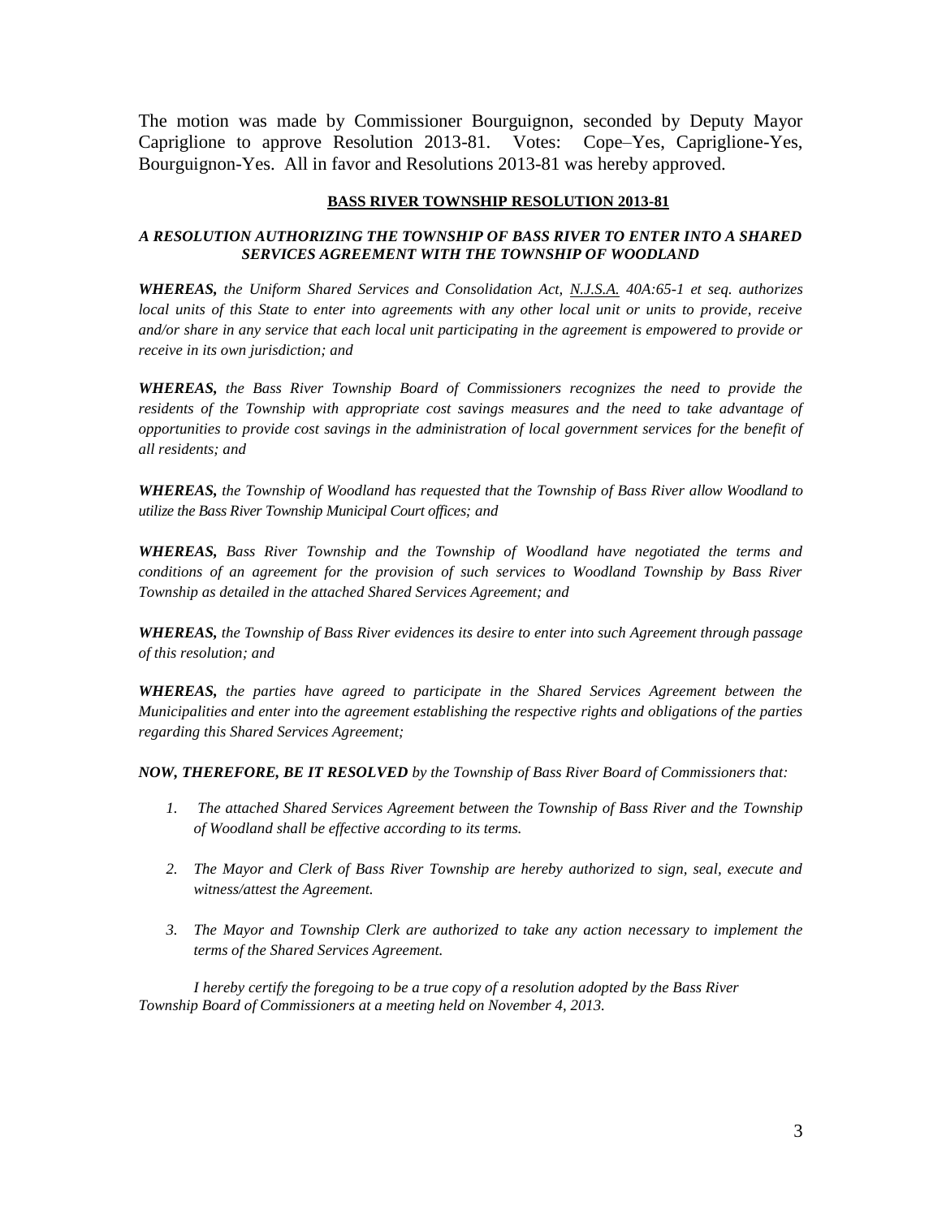The motion was made by Commissioner Bourguignon, seconded by Deputy Mayor Capriglione to approve Resolution 2013-81. Votes: Cope–Yes, Capriglione-Yes, Bourguignon-Yes. All in favor and Resolutions 2013-81 was hereby approved.

**BASS RIVER TOWNSHIP RESOLUTION 2013-81**

***A RESOLUTION AUTHORIZING THE TOWNSHIP OF BASS RIVER TO ENTER INTO A SHARED SERVICES AGREEMENT WITH THE TOWNSHIP OF WOODLAND***

***WHEREAS,*** *the Uniform Shared Services and Consolidation Act, N.J.S.A. 40A:65-1 et seq. authorizes local units of this State to enter into agreements with any other local unit or units to provide, receive and/or share in any service that each local unit participating in the agreement is empowered to provide or receive in its own jurisdiction; and*

***WHEREAS,*** *the Bass River Township Board of Commissioners recognizes the need to provide the residents of the Township with appropriate cost savings measures and the need to take advantage of opportunities to provide cost savings in the administration of local government services for the benefit of all residents; and*

***WHEREAS,*** *the Township of Woodland has requested that the Township of Bass River allow Woodland to utilize the Bass River Township Municipal Court offices; and*

***WHEREAS,*** *Bass River Township and the Township of Woodland have negotiated the terms and conditions of an agreement for the provision of such services to Woodland Township by Bass River Township as detailed in the attached Shared Services Agreement; and*

***WHEREAS,*** *the Township of Bass River evidences its desire to enter into such Agreement through passage of this resolution; and*

***WHEREAS,*** *the parties have agreed to participate in the Shared Services Agreement between the Municipalities and enter into the agreement establishing the respective rights and obligations of the parties regarding this Shared Services Agreement;*

***NOW, THEREFORE, BE IT RESOLVED*** *by the Township of Bass River Board of Commissioners that:*

1. *The attached Shared Services Agreement between the Township of Bass River and the Township of Woodland shall be effective according to its terms.*
2. *The Mayor and Clerk of Bass River Township are hereby authorized to sign, seal, execute and witness/attest the Agreement.*
3. *The Mayor and Township Clerk are authorized to take any action necessary to implement the terms of the Shared Services Agreement.*

*I hereby certify the foregoing to be a true copy of a resolution adopted by the Bass River Township Board of Commissioners at a meeting held on November 4, 2013.*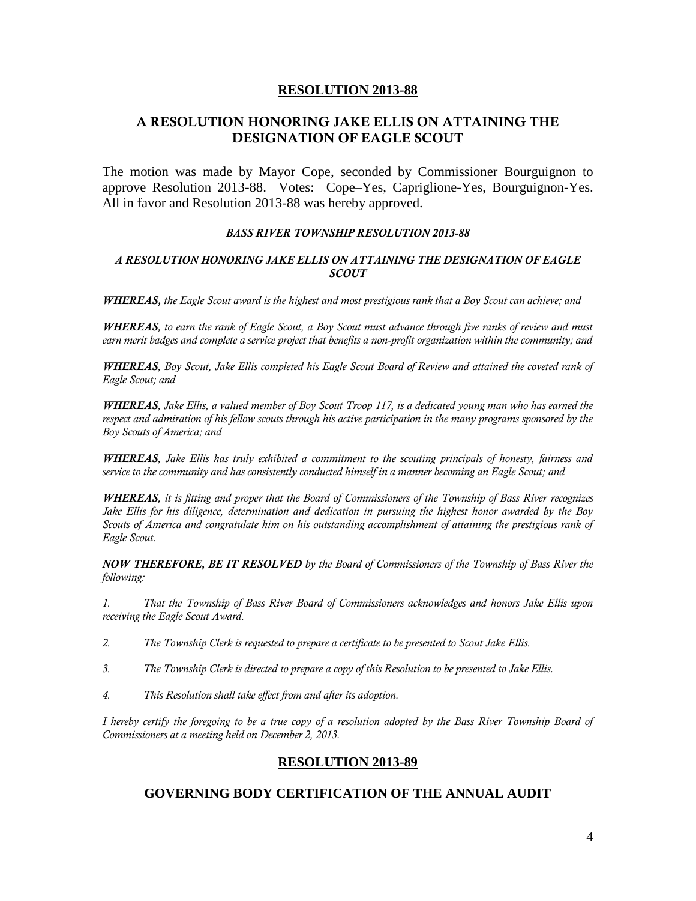## RESOLUTION 2013-88

## A RESOLUTION HONORING JAKE ELLIS ON ATTAINING THE DESIGNATION OF EAGLE SCOUT

The motion was made by Mayor Cope, seconded by Commissioner Bourguignon to approve Resolution 2013-88. Votes: Cope–Yes, Capriglione-Yes, Bourguignon-Yes. All in favor and Resolution 2013-88 was hereby approved.

***BASS RIVER TOWNSHIP RESOLUTION 2013-88***

***A RESOLUTION HONORING JAKE ELLIS ON ATTAINING THE DESIGNATION OF EAGLE SCOUT***

***WHEREAS,*** *the Eagle Scout award is the highest and most prestigious rank that a Boy Scout can achieve; and*

***WHEREAS****, to earn the rank of Eagle Scout, a Boy Scout must advance through five ranks of review and must earn merit badges and complete a service project that benefits a non-profit organization within the community; and*

***WHEREAS****, Boy Scout, Jake Ellis completed his Eagle Scout Board of Review and attained the coveted rank of Eagle Scout; and*

***WHEREAS****, Jake Ellis, a valued member of Boy Scout Troop 117, is a dedicated young man who has earned the respect and admiration of his fellow scouts through his active participation in the many programs sponsored by the Boy Scouts of America; and*

***WHEREAS****, Jake Ellis has truly exhibited a commitment to the scouting principals of honesty, fairness and service to the community and has consistently conducted himself in a manner becoming an Eagle Scout; and*

***WHEREAS****, it is fitting and proper that the Board of Commissioners of the Township of Bass River recognizes Jake Ellis for his diligence, determination and dedication in pursuing the highest honor awarded by the Boy Scouts of America and congratulate him on his outstanding accomplishment of attaining the prestigious rank of Eagle Scout.*

***NOW THEREFORE, BE IT RESOLVED*** *by the Board of Commissioners of the Township of Bass River the following:*

*1. That the Township of Bass River Board of Commissioners acknowledges and honors Jake Ellis upon receiving the Eagle Scout Award.*

*2. The Township Clerk is requested to prepare a certificate to be presented to Scout Jake Ellis.*

*3. The Township Clerk is directed to prepare a copy of this Resolution to be presented to Jake Ellis.*

*4. This Resolution shall take effect from and after its adoption.*

*I hereby certify the foregoing to be a true copy of a resolution adopted by the Bass River Township Board of Commissioners at a meeting held on December 2, 2013.*

## RESOLUTION 2013-89

## GOVERNING BODY CERTIFICATION OF THE ANNUAL AUDIT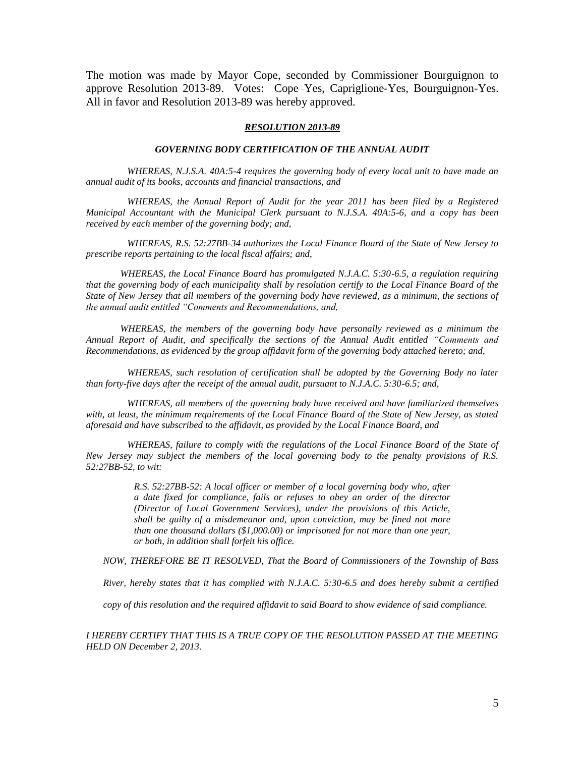The motion was made by Mayor Cope, seconded by Commissioner Bourguignon to approve Resolution 2013-89. Votes: Cope–Yes, Capriglione-Yes, Bourguignon-Yes. All in favor and Resolution 2013-89 was hereby approved.

### ***RESOLUTION 2013-89***

#### *GOVERNING BODY CERTIFICATION OF THE ANNUAL AUDIT*

*WHEREAS, N.J.S.A. 40A:5-4 requires the governing body of every local unit to have made an annual audit of its books, accounts and financial transactions, and*

*WHEREAS, the Annual Report of Audit for the year 2011 has been filed by a Registered Municipal Accountant with the Municipal Clerk pursuant to N.J.S.A. 40A:5-6, and a copy has been received by each member of the governing body; and,*

*WHEREAS, R.S. 52:27BB-34 authorizes the Local Finance Board of the State of New Jersey to prescribe reports pertaining to the local fiscal affairs; and,*

*WHEREAS, the Local Finance Board has promulgated N.J.A.C. 5:30-6.5, a regulation requiring that the governing body of each municipality shall by resolution certify to the Local Finance Board of the State of New Jersey that all members of the governing body have reviewed, as a minimum, the sections of the annual audit entitled "Comments and Recommendations, and,*

*WHEREAS, the members of the governing body have personally reviewed as a minimum the Annual Report of Audit, and specifically the sections of the Annual Audit entitled "Comments and Recommendations, as evidenced by the group affidavit form of the governing body attached hereto; and,*

*WHEREAS, such resolution of certification shall be adopted by the Governing Body no later than forty-five days after the receipt of the annual audit, pursuant to N.J.A.C. 5:30-6.5; and,*

*WHEREAS, all members of the governing body have received and have familiarized themselves with, at least, the minimum requirements of the Local Finance Board of the State of New Jersey, as stated aforesaid and have subscribed to the affidavit, as provided by the Local Finance Board, and*

*WHEREAS, failure to comply with the regulations of the Local Finance Board of the State of New Jersey may subject the members of the local governing body to the penalty provisions of R.S. 52:27BB-52, to wit:*

> *R.S. 52:27BB-52: A local officer or member of a local governing body who, after a date fixed for compliance, fails or refuses to obey an order of the director (Director of Local Government Services), under the provisions of this Article, shall be guilty of a misdemeanor and, upon conviction, may be fined not more than one thousand dollars ($1,000.00) or imprisoned for not more than one year, or both, in addition shall forfeit his office.*

*NOW, THEREFORE BE IT RESOLVED, That the Board of Commissioners of the Township of Bass River, hereby states that it has complied with N.J.A.C. 5:30-6.5 and does hereby submit a certified copy of this resolution and the required affidavit to said Board to show evidence of said compliance.*

*I HEREBY CERTIFY THAT THIS IS A TRUE COPY OF THE RESOLUTION PASSED AT THE MEETING HELD ON December 2, 2013.*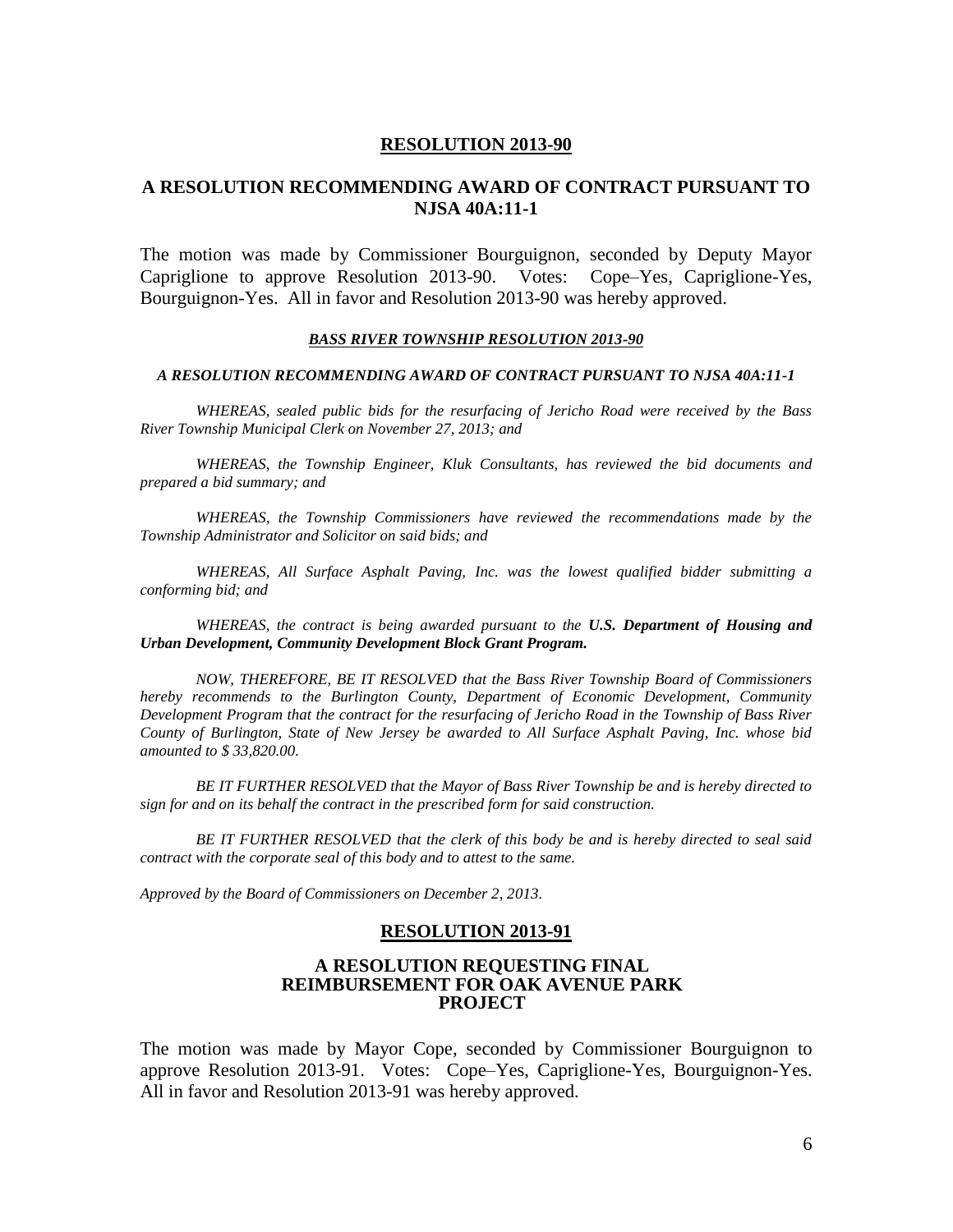## RESOLUTION 2013-90

### A RESOLUTION RECOMMENDING AWARD OF CONTRACT PURSUANT TO NJSA 40A:11-1

The motion was made by Commissioner Bourguignon, seconded by Deputy Mayor Capriglione to approve Resolution 2013-90. Votes: Cope–Yes, Capriglione-Yes, Bourguignon-Yes. All in favor and Resolution 2013-90 was hereby approved.

***BASS RIVER TOWNSHIP RESOLUTION 2013-90***

***A RESOLUTION RECOMMENDING AWARD OF CONTRACT PURSUANT TO NJSA 40A:11-1***

*WHEREAS, sealed public bids for the resurfacing of Jericho Road were received by the Bass River Township Municipal Clerk on November 27, 2013; and*

*WHEREAS, the Township Engineer, Kluk Consultants, has reviewed the bid documents and prepared a bid summary; and*

*WHEREAS, the Township Commissioners have reviewed the recommendations made by the Township Administrator and Solicitor on said bids; and*

*WHEREAS, All Surface Asphalt Paving, Inc. was the lowest qualified bidder submitting a conforming bid; and*

*WHEREAS, the contract is being awarded pursuant to the* ***U.S. Department of Housing and Urban Development, Community Development Block Grant Program.***

*NOW, THEREFORE, BE IT RESOLVED that the Bass River Township Board of Commissioners hereby recommends to the Burlington County, Department of Economic Development, Community Development Program that the contract for the resurfacing of Jericho Road in the Township of Bass River County of Burlington, State of New Jersey be awarded to All Surface Asphalt Paving, Inc. whose bid amounted to $ 33,820.00.*

*BE IT FURTHER RESOLVED that the Mayor of Bass River Township be and is hereby directed to sign for and on its behalf the contract in the prescribed form for said construction.*

*BE IT FURTHER RESOLVED that the clerk of this body be and is hereby directed to seal said contract with the corporate seal of this body and to attest to the same.*

*Approved by the Board of Commissioners on December 2, 2013.*

## RESOLUTION 2013-91

### A RESOLUTION REQUESTING FINAL REIMBURSEMENT FOR OAK AVENUE PARK PROJECT

The motion was made by Mayor Cope, seconded by Commissioner Bourguignon to approve Resolution 2013-91. Votes: Cope–Yes, Capriglione-Yes, Bourguignon-Yes. All in favor and Resolution 2013-91 was hereby approved.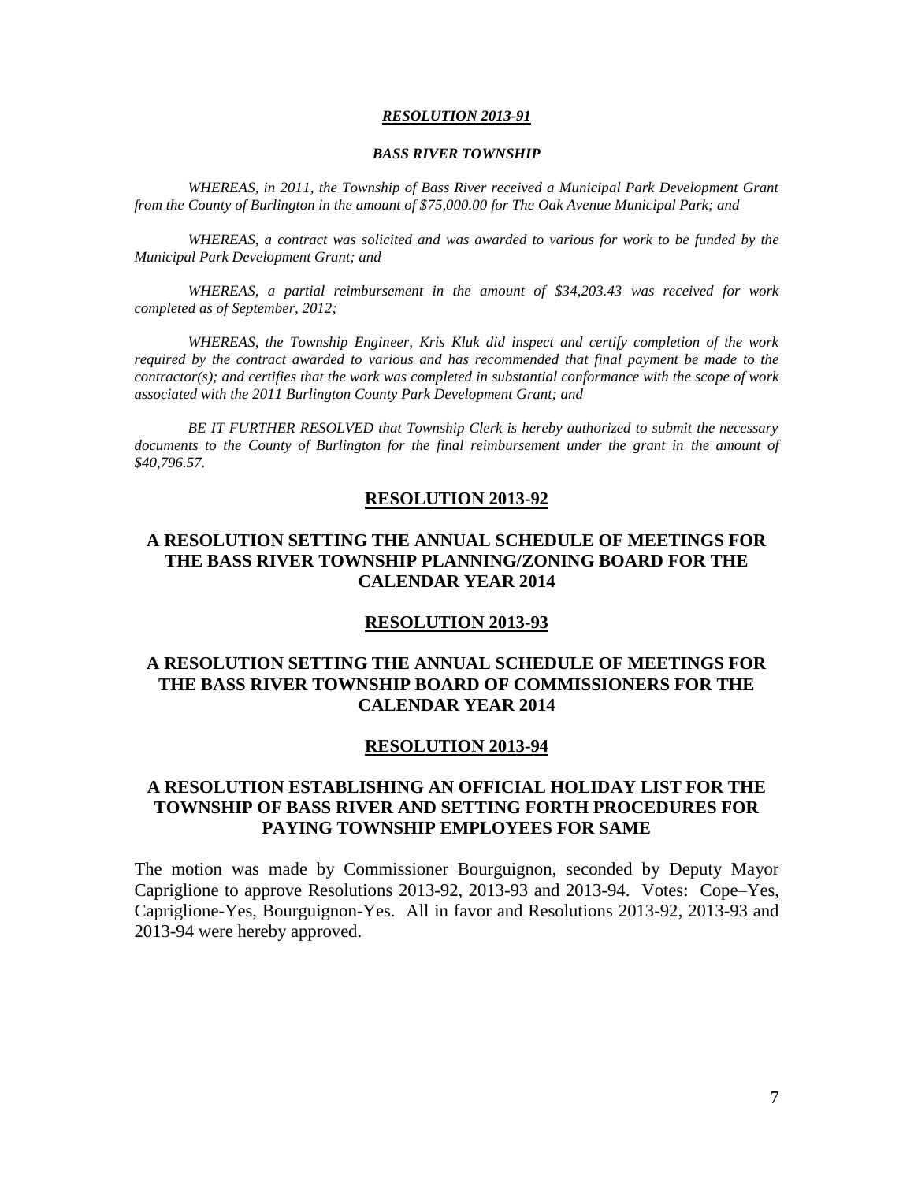***RESOLUTION 2013-91***

***BASS RIVER TOWNSHIP***

*WHEREAS, in 2011, the Township of Bass River received a Municipal Park Development Grant from the County of Burlington in the amount of $75,000.00 for The Oak Avenue Municipal Park; and*

*WHEREAS, a contract was solicited and was awarded to various for work to be funded by the Municipal Park Development Grant; and*

*WHEREAS, a partial reimbursement in the amount of $34,203.43 was received for work completed as of September, 2012;*

*WHEREAS, the Township Engineer, Kris Kluk did inspect and certify completion of the work required by the contract awarded to various and has recommended that final payment be made to the contractor(s); and certifies that the work was completed in substantial conformance with the scope of work associated with the 2011 Burlington County Park Development Grant; and*

*BE IT FURTHER RESOLVED that Township Clerk is hereby authorized to submit the necessary documents to the County of Burlington for the final reimbursement under the grant in the amount of $40,796.57.*

## RESOLUTION 2013-92

## A RESOLUTION SETTING THE ANNUAL SCHEDULE OF MEETINGS FOR THE BASS RIVER TOWNSHIP PLANNING/ZONING BOARD FOR THE CALENDAR YEAR 2014

## RESOLUTION 2013-93

## A RESOLUTION SETTING THE ANNUAL SCHEDULE OF MEETINGS FOR THE BASS RIVER TOWNSHIP BOARD OF COMMISSIONERS FOR THE CALENDAR YEAR 2014

## RESOLUTION 2013-94

## A RESOLUTION ESTABLISHING AN OFFICIAL HOLIDAY LIST FOR THE TOWNSHIP OF BASS RIVER AND SETTING FORTH PROCEDURES FOR PAYING TOWNSHIP EMPLOYEES FOR SAME

The motion was made by Commissioner Bourguignon, seconded by Deputy Mayor Capriglione to approve Resolutions 2013-92, 2013-93 and 2013-94. Votes: Cope–Yes, Capriglione-Yes, Bourguignon-Yes. All in favor and Resolutions 2013-92, 2013-93 and 2013-94 were hereby approved.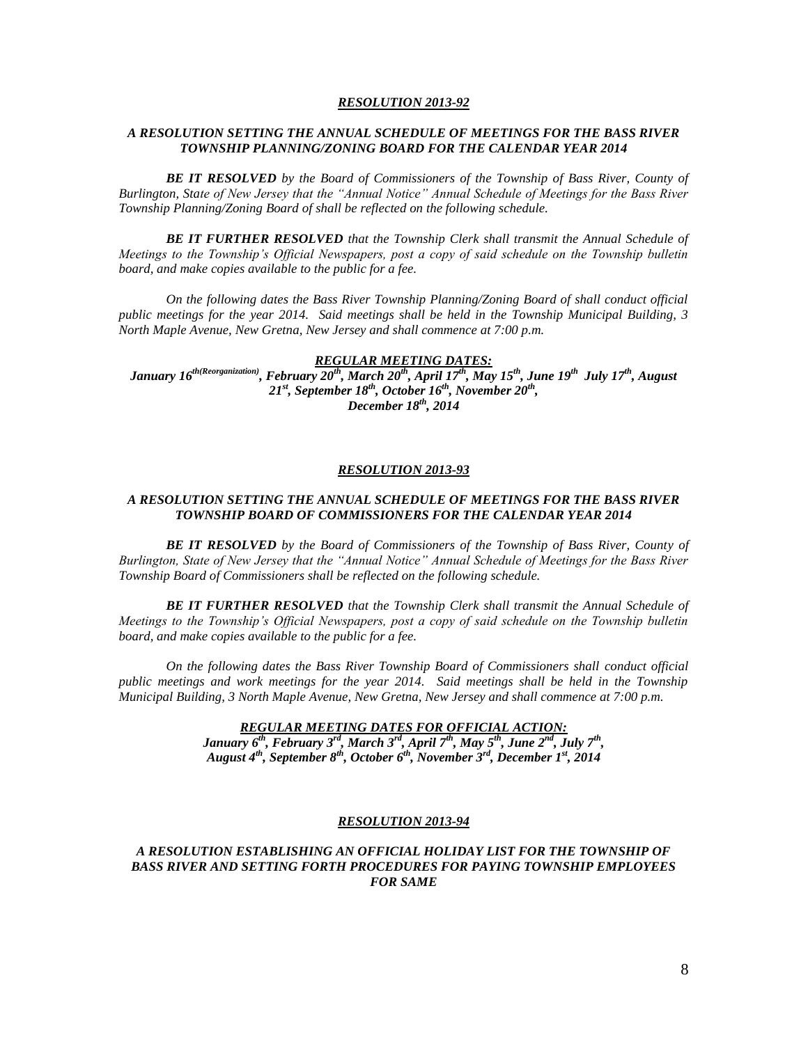***RESOLUTION 2013-92***

***A RESOLUTION SETTING THE ANNUAL SCHEDULE OF MEETINGS FOR THE BASS RIVER TOWNSHIP PLANNING/ZONING BOARD FOR THE CALENDAR YEAR 2014***

***BE IT RESOLVED*** *by the Board of Commissioners of the Township of Bass River, County of Burlington, State of New Jersey that the "Annual Notice" Annual Schedule of Meetings for the Bass River Township Planning/Zoning Board of shall be reflected on the following schedule.*

***BE IT FURTHER RESOLVED*** *that the Township Clerk shall transmit the Annual Schedule of Meetings to the Township's Official Newspapers, post a copy of said schedule on the Township bulletin board, and make copies available to the public for a fee.*

*On the following dates the Bass River Township Planning/Zoning Board of shall conduct official public meetings for the year 2014. Said meetings shall be held in the Township Municipal Building, 3 North Maple Avenue, New Gretna, New Jersey and shall commence at 7:00 p.m.*

***REGULAR MEETING DATES:***

***January 16th(Reorganization), February 20th, March 20th, April 17th, May 15th, June 19th July 17th, August 21st, September 18th, October 16th, November 20th, December 18th, 2014***

***RESOLUTION 2013-93***

***A RESOLUTION SETTING THE ANNUAL SCHEDULE OF MEETINGS FOR THE BASS RIVER TOWNSHIP BOARD OF COMMISSIONERS FOR THE CALENDAR YEAR 2014***

***BE IT RESOLVED*** *by the Board of Commissioners of the Township of Bass River, County of Burlington, State of New Jersey that the "Annual Notice" Annual Schedule of Meetings for the Bass River Township Board of Commissioners shall be reflected on the following schedule.*

***BE IT FURTHER RESOLVED*** *that the Township Clerk shall transmit the Annual Schedule of Meetings to the Township's Official Newspapers, post a copy of said schedule on the Township bulletin board, and make copies available to the public for a fee.*

*On the following dates the Bass River Township Board of Commissioners shall conduct official public meetings and work meetings for the year 2014. Said meetings shall be held in the Township Municipal Building, 3 North Maple Avenue, New Gretna, New Jersey and shall commence at 7:00 p.m.*

***REGULAR MEETING DATES FOR OFFICIAL ACTION:***

***January 6th, February 3rd, March 3rd, April 7th, May 5th, June 2nd, July 7th, August 4th, September 8th, October 6th, November 3rd, December 1st, 2014***

***RESOLUTION 2013-94***

***A RESOLUTION ESTABLISHING AN OFFICIAL HOLIDAY LIST FOR THE TOWNSHIP OF BASS RIVER AND SETTING FORTH PROCEDURES FOR PAYING TOWNSHIP EMPLOYEES FOR SAME***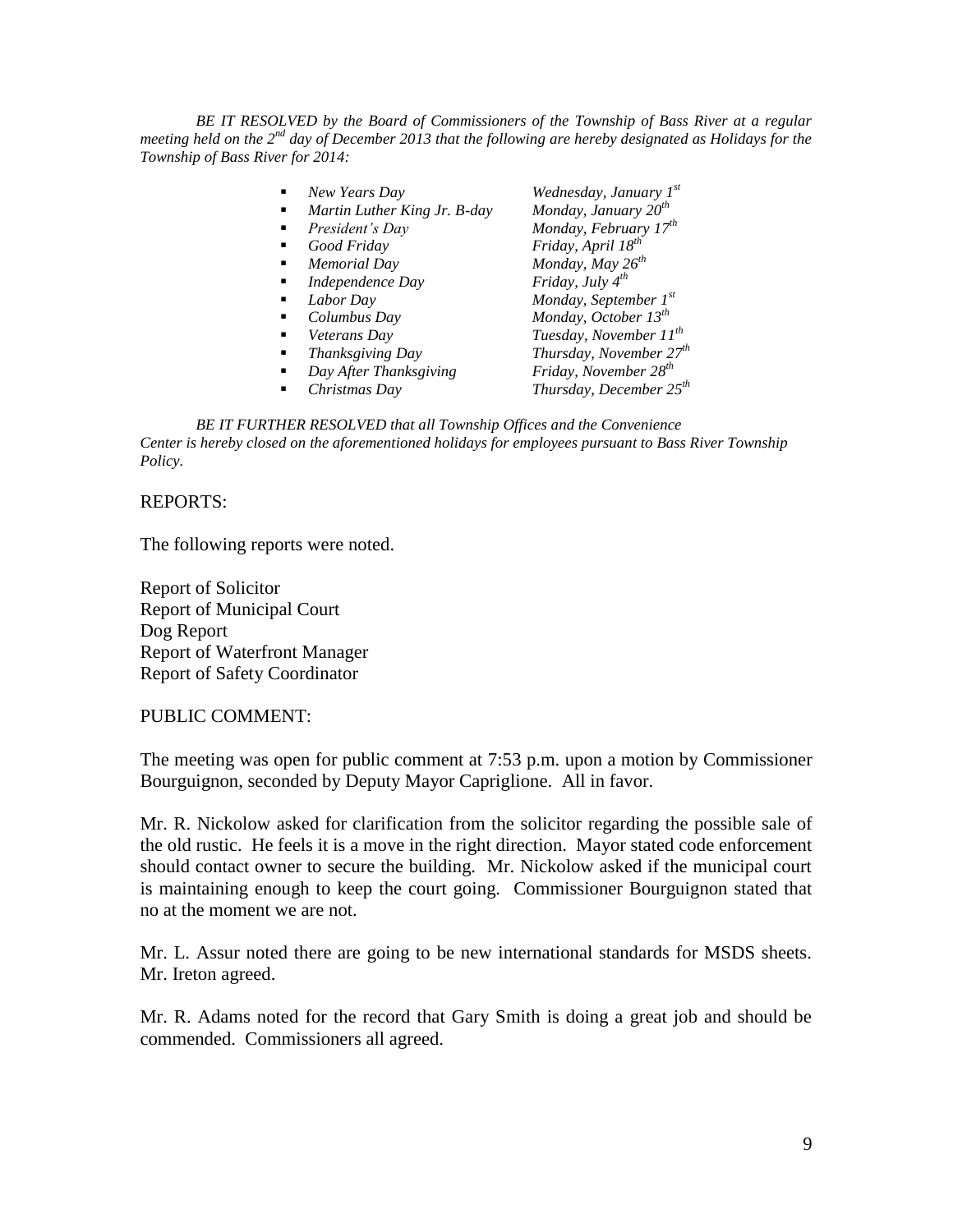*BE IT RESOLVED by the Board of Commissioners of the Township of Bass River at a regular meeting held on the 2nd day of December 2013 that the following are hereby designated as Holidays for the Township of Bass River for 2014:*

- *New Years Day* — *Wednesday, January 1st*
- *Martin Luther King Jr. B-day* — *Monday, January 20th*
- *President's Day* — *Monday, February 17th*
- *Good Friday* — *Friday, April 18th*
- *Memorial Day* — *Monday, May 26th*
- *Independence Day* — *Friday, July 4th*
- *Labor Day* — *Monday, September 1st*
- *Columbus Day* — *Monday, October 13th*
- *Veterans Day* — *Tuesday, November 11th*
- *Thanksgiving Day* — *Thursday, November 27th*
- *Day After Thanksgiving* — *Friday, November 28th*
- *Christmas Day* — *Thursday, December 25th*

*BE IT FURTHER RESOLVED that all Township Offices and the Convenience Center is hereby closed on the aforementioned holidays for employees pursuant to Bass River Township Policy.*

REPORTS:

The following reports were noted.

Report of Solicitor
Report of Municipal Court
Dog Report
Report of Waterfront Manager
Report of Safety Coordinator

PUBLIC COMMENT:

The meeting was open for public comment at 7:53 p.m. upon a motion by Commissioner Bourguignon, seconded by Deputy Mayor Capriglione. All in favor.

Mr. R. Nickolow asked for clarification from the solicitor regarding the possible sale of the old rustic. He feels it is a move in the right direction. Mayor stated code enforcement should contact owner to secure the building. Mr. Nickolow asked if the municipal court is maintaining enough to keep the court going. Commissioner Bourguignon stated that no at the moment we are not.

Mr. L. Assur noted there are going to be new international standards for MSDS sheets. Mr. Ireton agreed.

Mr. R. Adams noted for the record that Gary Smith is doing a great job and should be commended. Commissioners all agreed.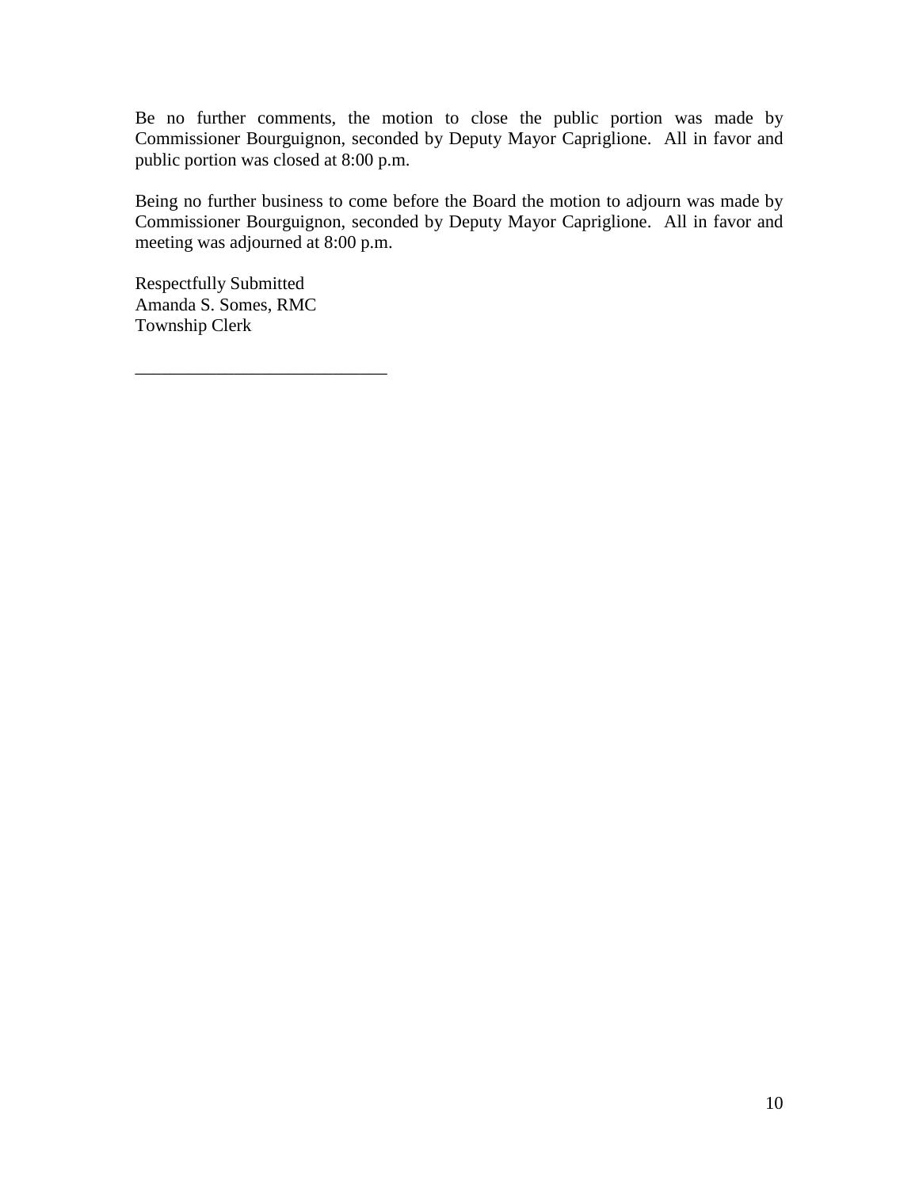Be no further comments, the motion to close the public portion was made by Commissioner Bourguignon, seconded by Deputy Mayor Capriglione. All in favor and public portion was closed at 8:00 p.m.

Being no further business to come before the Board the motion to adjourn was made by Commissioner Bourguignon, seconded by Deputy Mayor Capriglione. All in favor and meeting was adjourned at 8:00 p.m.

Respectfully Submitted  
Amanda S. Somes, RMC  
Township Clerk

\_\_\_\_\_\_\_\_\_\_\_\_\_\_\_\_\_\_\_\_\_\_\_\_\_\_\_\_